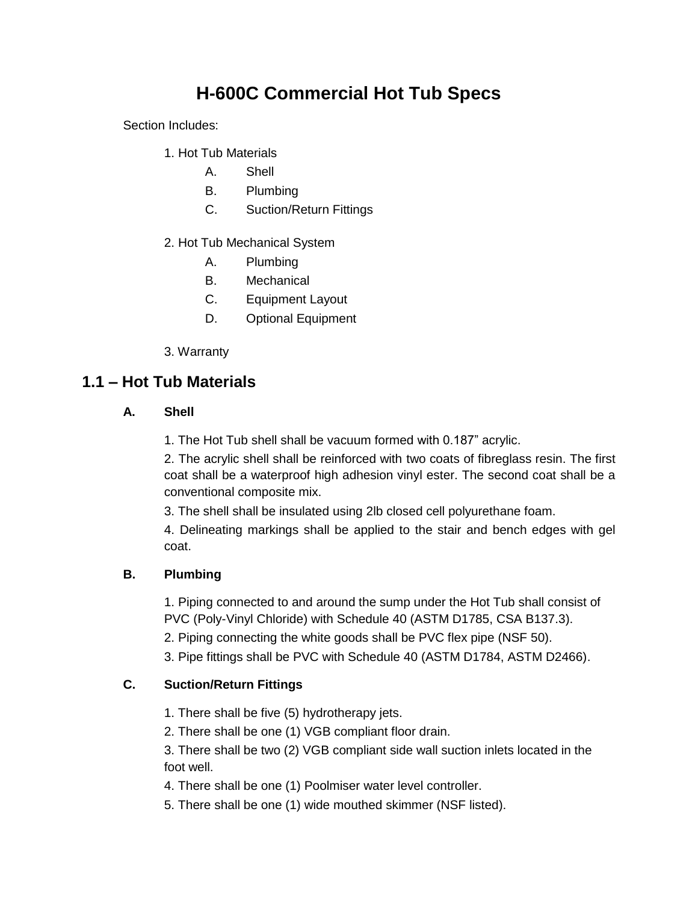# H-600C Commercial Hot Tub Specs

Section Includes:

1. Hot Tub Materials
   - A. Shell
   - B. Plumbing
   - C. Suction/Return Fittings

2. Hot Tub Mechanical System
   - A. Plumbing
   - B. Mechanical
   - C. Equipment Layout
   - D. Optional Equipment

3. Warranty

## 1.1 – Hot Tub Materials

### A. Shell

1. The Hot Tub shell shall be vacuum formed with 0.187" acrylic.
2. The acrylic shell shall be reinforced with two coats of fibreglass resin. The first coat shall be a waterproof high adhesion vinyl ester. The second coat shall be a conventional composite mix.
3. The shell shall be insulated using 2lb closed cell polyurethane foam.
4. Delineating markings shall be applied to the stair and bench edges with gel coat.

### B. Plumbing

1. Piping connected to and around the sump under the Hot Tub shall consist of PVC (Poly-Vinyl Chloride) with Schedule 40 (ASTM D1785, CSA B137.3).
2. Piping connecting the white goods shall be PVC flex pipe (NSF 50).
3. Pipe fittings shall be PVC with Schedule 40 (ASTM D1784, ASTM D2466).

### C. Suction/Return Fittings

1. There shall be five (5) hydrotherapy jets.
2. There shall be one (1) VGB compliant floor drain.
3. There shall be two (2) VGB compliant side wall suction inlets located in the foot well.
4. There shall be one (1) Poolmiser water level controller.
5. There shall be one (1) wide mouthed skimmer (NSF listed).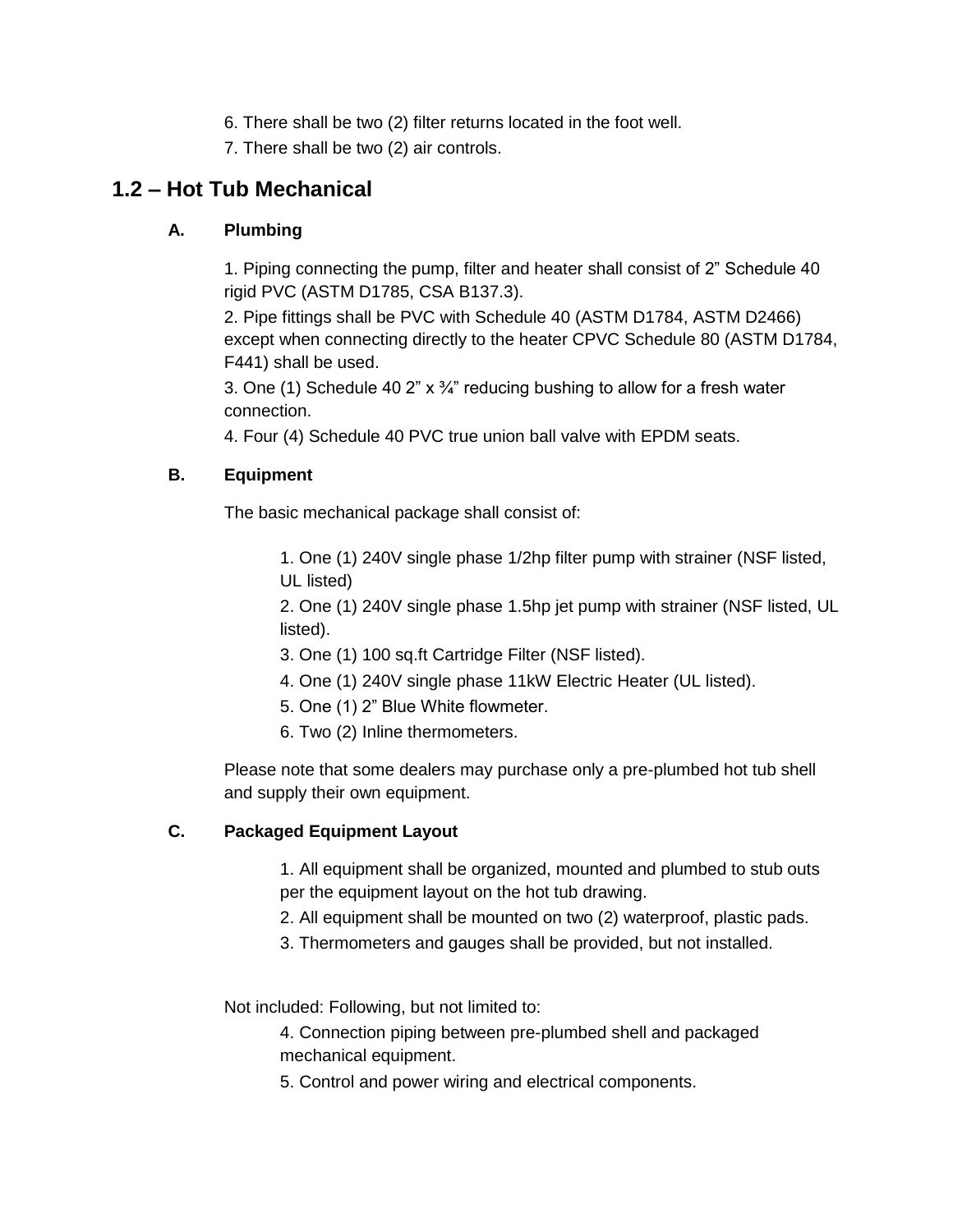6. There shall be two (2) filter returns located in the foot well.
7. There shall be two (2) air controls.

## 1.2 – Hot Tub Mechanical

### A. Plumbing

1. Piping connecting the pump, filter and heater shall consist of 2” Schedule 40 rigid PVC (ASTM D1785, CSA B137.3).
2. Pipe fittings shall be PVC with Schedule 40 (ASTM D1784, ASTM D2466) except when connecting directly to the heater CPVC Schedule 80 (ASTM D1784, F441) shall be used.
3. One (1) Schedule 40 2” x ¾” reducing bushing to allow for a fresh water connection.
4. Four (4) Schedule 40 PVC true union ball valve with EPDM seats.

### B. Equipment

The basic mechanical package shall consist of:

1. One (1) 240V single phase 1/2hp filter pump with strainer (NSF listed, UL listed)
2. One (1) 240V single phase 1.5hp jet pump with strainer (NSF listed, UL listed).
3. One (1) 100 sq.ft Cartridge Filter (NSF listed).
4. One (1) 240V single phase 11kW Electric Heater (UL listed).
5. One (1) 2” Blue White flowmeter.
6. Two (2) Inline thermometers.

Please note that some dealers may purchase only a pre-plumbed hot tub shell and supply their own equipment.

### C. Packaged Equipment Layout

1. All equipment shall be organized, mounted and plumbed to stub outs per the equipment layout on the hot tub drawing.
2. All equipment shall be mounted on two (2) waterproof, plastic pads.
3. Thermometers and gauges shall be provided, but not installed.

Not included: Following, but not limited to:

4. Connection piping between pre-plumbed shell and packaged mechanical equipment.
5. Control and power wiring and electrical components.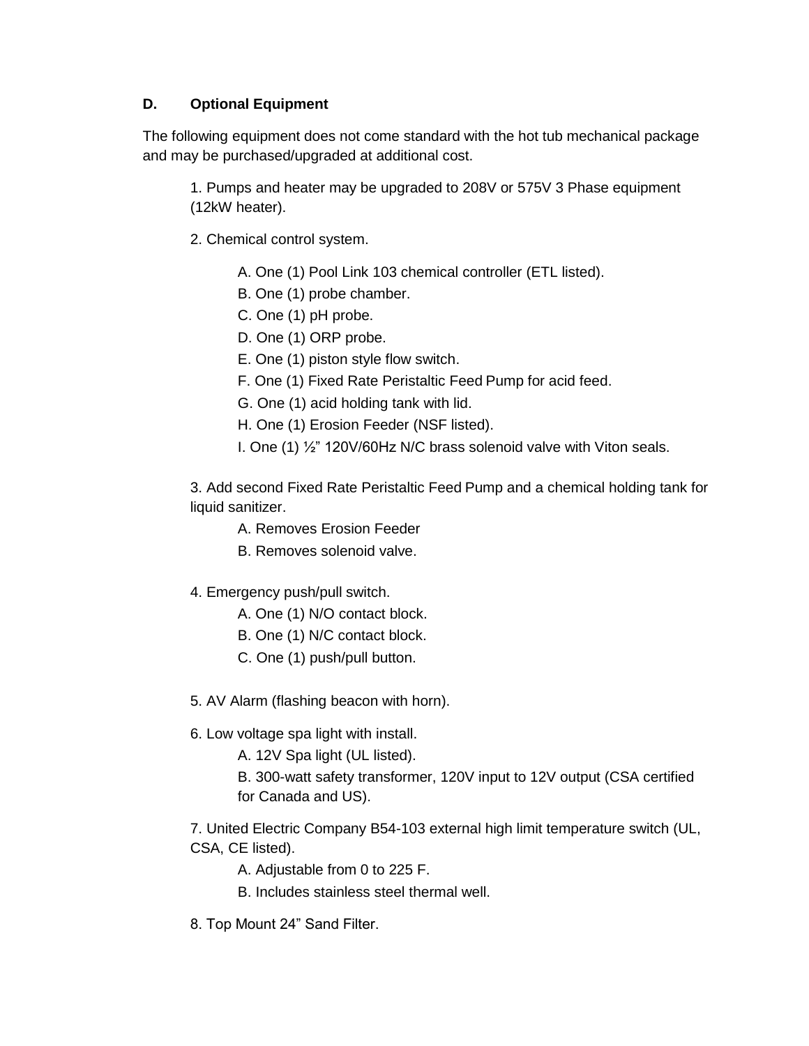### D. Optional Equipment

The following equipment does not come standard with the hot tub mechanical package and may be purchased/upgraded at additional cost.

1. Pumps and heater may be upgraded to 208V or 575V 3 Phase equipment (12kW heater).

2. Chemical control system.

    A. One (1) Pool Link 103 chemical controller (ETL listed).
    B. One (1) probe chamber.
    C. One (1) pH probe.
    D. One (1) ORP probe.
    E. One (1) piston style flow switch.
    F. One (1) Fixed Rate Peristaltic Feed Pump for acid feed.
    G. One (1) acid holding tank with lid.
    H. One (1) Erosion Feeder (NSF listed).
    I. One (1) ½" 120V/60Hz N/C brass solenoid valve with Viton seals.

3. Add second Fixed Rate Peristaltic Feed Pump and a chemical holding tank for liquid sanitizer.

    A. Removes Erosion Feeder
    B. Removes solenoid valve.

4. Emergency push/pull switch.

    A. One (1) N/O contact block.
    B. One (1) N/C contact block.
    C. One (1) push/pull button.

5. AV Alarm (flashing beacon with horn).

6. Low voltage spa light with install.

    A. 12V Spa light (UL listed).
    B. 300-watt safety transformer, 120V input to 12V output (CSA certified for Canada and US).

7. United Electric Company B54-103 external high limit temperature switch (UL, CSA, CE listed).

    A. Adjustable from 0 to 225 F.
    B. Includes stainless steel thermal well.

8. Top Mount 24" Sand Filter.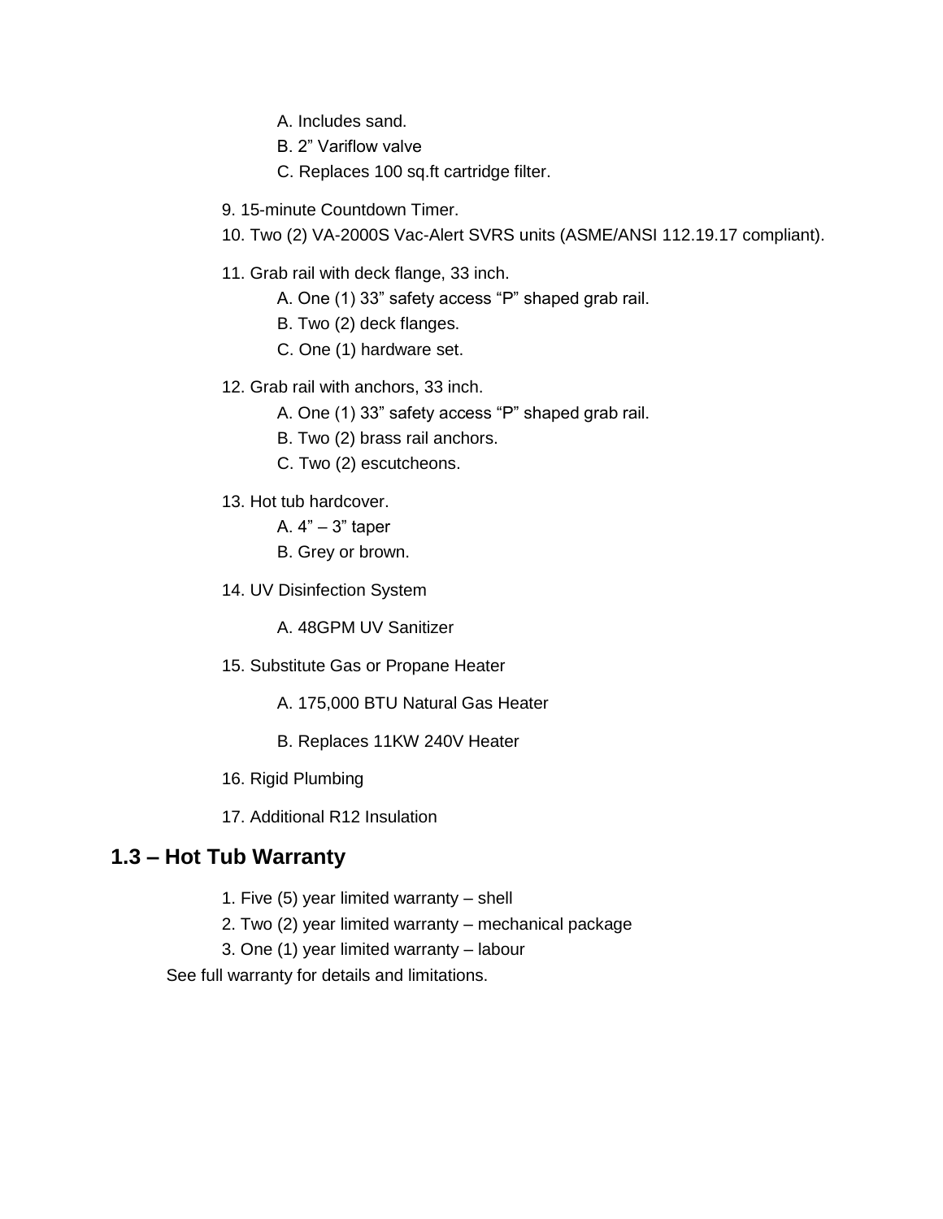A. Includes sand.
    B. 2” Variflow valve
    C. Replaces 100 sq.ft cartridge filter.

9. 15-minute Countdown Timer.
10. Two (2) VA-2000S Vac-Alert SVRS units (ASME/ANSI 112.19.17 compliant).
11. Grab rail with deck flange, 33 inch.
    A. One (1) 33” safety access “P” shaped grab rail.
    B. Two (2) deck flanges.
    C. One (1) hardware set.
12. Grab rail with anchors, 33 inch.
    A. One (1) 33” safety access “P” shaped grab rail.
    B. Two (2) brass rail anchors.
    C. Two (2) escutcheons.
13. Hot tub hardcover.
    A. 4” – 3” taper
    B. Grey or brown.
14. UV Disinfection System
    A. 48GPM UV Sanitizer
15. Substitute Gas or Propane Heater
    A. 175,000 BTU Natural Gas Heater
    B. Replaces 11KW 240V Heater
16. Rigid Plumbing
17. Additional R12 Insulation

## 1.3 – Hot Tub Warranty

1. Five (5) year limited warranty – shell
2. Two (2) year limited warranty – mechanical package
3. One (1) year limited warranty – labour

See full warranty for details and limitations.